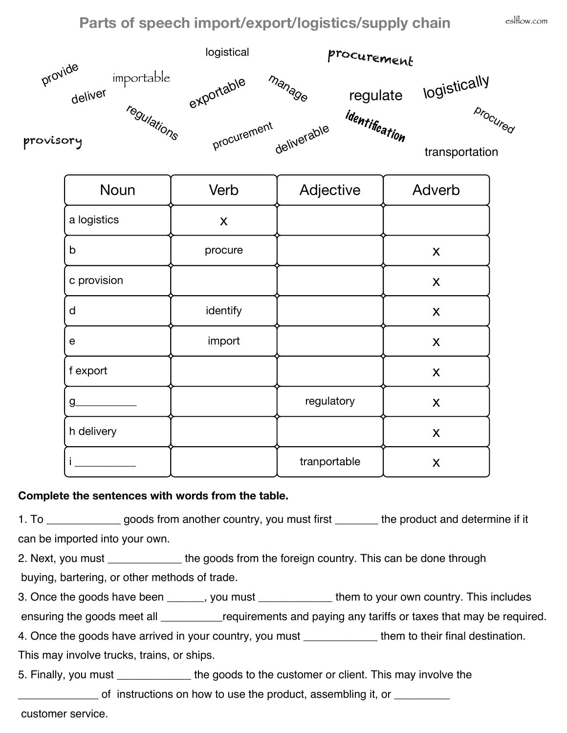# Parts of speech import/export/logistics/supply chain

logistical procurement provide importable deliver exportable manage regulate logistically regulations identification procured provisory procurement deliverable transportation

| Noun | Verb | Adjective | Adverb |
|---|---|---|---|
| a logistics | x | | |
| b | procure | | x |
| c provision | | | x |
| d | identify | | x |
| e | import | | x |
| f export | | | x |
| g__________ | | regulatory | x |
| h delivery | | | x |
| i __________ | | tranportable | x |

**Complete the sentences with words from the table.**

1. To ____________ goods from another country, you must first _______ the product and determine if it can be imported into your own.
2. Next, you must ____________ the goods from the foreign country. This can be done through buying, bartering, or other methods of trade.
3. Once the goods have been ______, you must ____________ them to your own country. This includes ensuring the goods meet all __________requirements and paying any tariffs or taxes that may be required.
4. Once the goods have arrived in your country, you must ____________ them to their final destination. This may involve trucks, trains, or ships.
5. Finally, you must ____________ the goods to the customer or client. This may involve the _____________ of instructions on how to use the product, assembling it, or _________ customer service.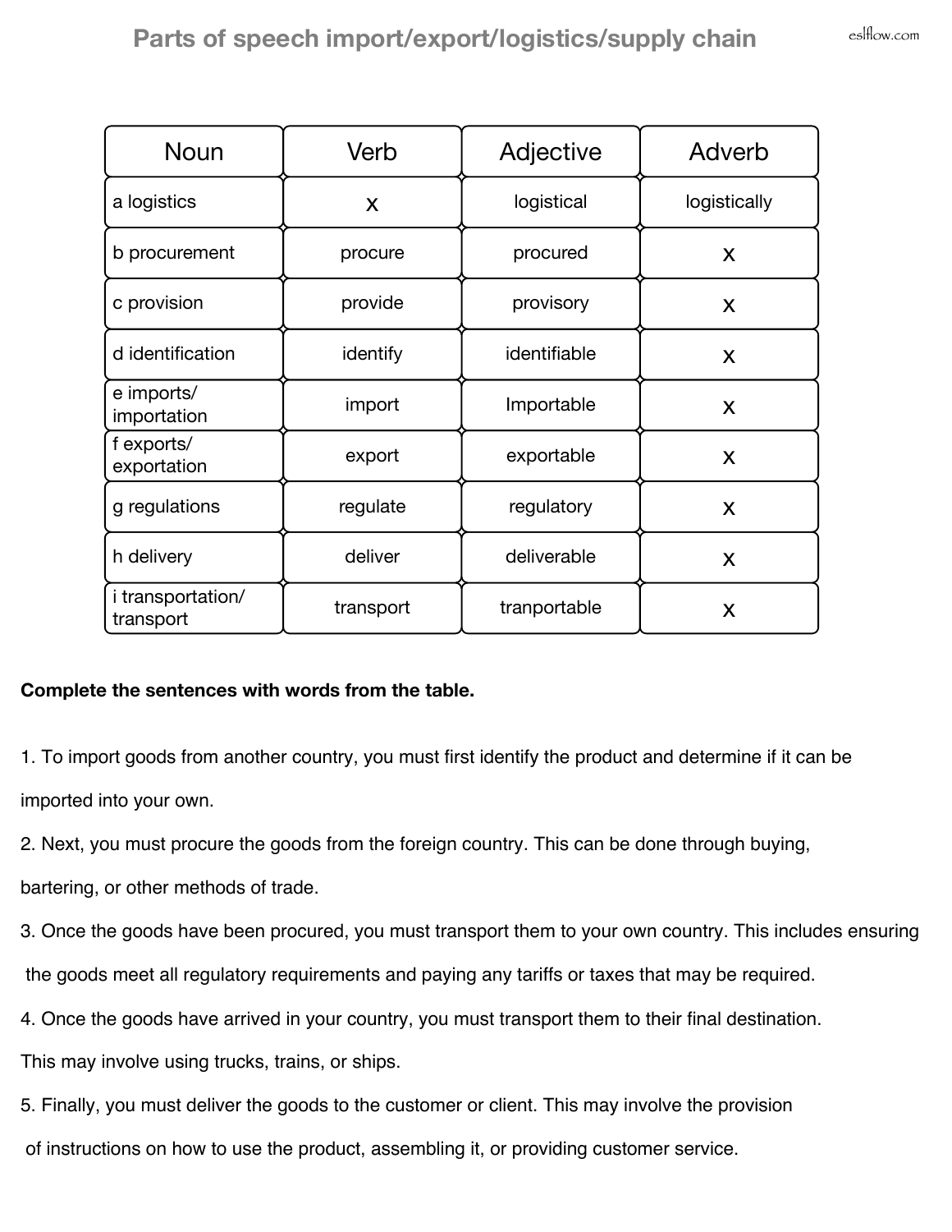# Parts of speech import/export/logistics/supply chain

| Noun | Verb | Adjective | Adverb |
|---|---|---|---|
| a logistics | x | logistical | logistically |
| b procurement | procure | procured | x |
| c provision | provide | provisory | x |
| d identification | identify | identifiable | x |
| e imports/ importation | import | Importable | x |
| f exports/ exportation | export | exportable | x |
| g regulations | regulate | regulatory | x |
| h delivery | deliver | deliverable | x |
| i transportation/ transport | transport | tranportable | x |

**Complete the sentences with words from the table.**

1. To import goods from another country, you must first identify the product and determine if it can be imported into your own.
2. Next, you must procure the goods from the foreign country. This can be done through buying, bartering, or other methods of trade.
3. Once the goods have been procured, you must transport them to your own country. This includes ensuring the goods meet all regulatory requirements and paying any tariffs or taxes that may be required.
4. Once the goods have arrived in your country, you must transport them to their final destination. This may involve using trucks, trains, or ships.
5. Finally, you must deliver the goods to the customer or client. This may involve the provision of instructions on how to use the product, assembling it, or providing customer service.